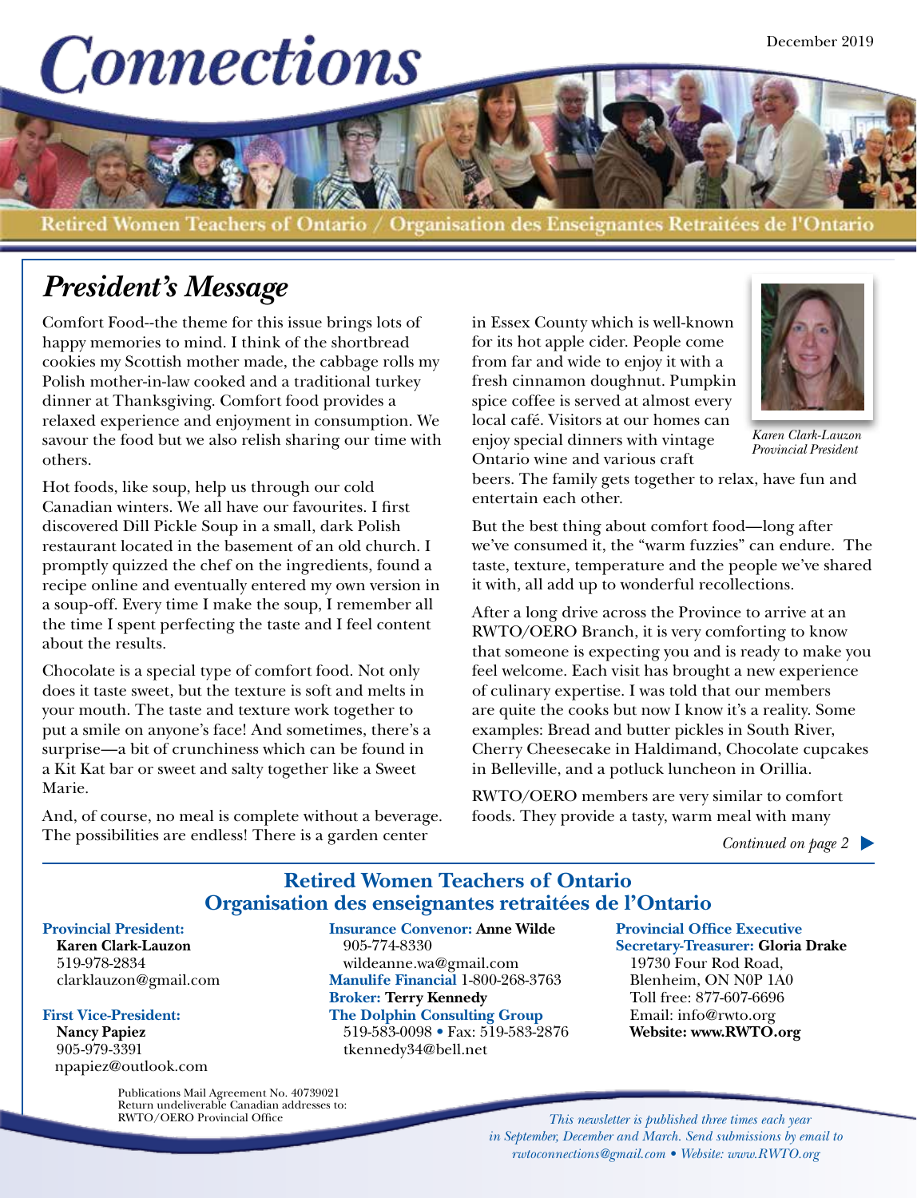# Connections

December 2019

Retired Women Teachers of Ontario / Organisation des Enseignantes Retraitées de l'Ontario

## *President's Message*

Comfort Food--the theme for this issue brings lots of happy memories to mind. I think of the shortbread cookies my Scottish mother made, the cabbage rolls my Polish mother-in-law cooked and a traditional turkey dinner at Thanksgiving. Comfort food provides a relaxed experience and enjoyment in consumption. We savour the food but we also relish sharing our time with others.

Hot foods, like soup, help us through our cold Canadian winters. We all have our favourites. I first discovered Dill Pickle Soup in a small, dark Polish restaurant located in the basement of an old church. I promptly quizzed the chef on the ingredients, found a recipe online and eventually entered my own version in a soup-off. Every time I make the soup, I remember all the time I spent perfecting the taste and I feel content about the results.

Chocolate is a special type of comfort food. Not only does it taste sweet, but the texture is soft and melts in your mouth. The taste and texture work together to put a smile on anyone's face! And sometimes, there's a surprise—a bit of crunchiness which can be found in a Kit Kat bar or sweet and salty together like a Sweet Marie.

And, of course, no meal is complete without a beverage. The possibilities are endless! There is a garden center in Essex County which is well-known for its hot apple cider. People come from far and wide to enjoy it with a fresh cinnamon doughnut. Pumpkin spice coffee is served at almost every local café. Visitors at our homes can enjoy special dinners with vintage Ontario wine and various craft beers. The family gets together to relax, have fun and entertain each other.

*Karen Clark-Lauzon*
*Provincial President*

But the best thing about comfort food—long after we've consumed it, the "warm fuzzies" can endure. The taste, texture, temperature and the people we've shared it with, all add up to wonderful recollections.

After a long drive across the Province to arrive at an RWTO/OERO Branch, it is very comforting to know that someone is expecting you and is ready to make you feel welcome. Each visit has brought a new experience of culinary expertise. I was told that our members are quite the cooks but now I know it's a reality. Some examples: Bread and butter pickles in South River, Cherry Cheesecake in Haldimand, Chocolate cupcakes in Belleville, and a potluck luncheon in Orillia.

RWTO/OERO members are very similar to comfort foods. They provide a tasty, warm meal with many

*Continued on page 2* ▶

### Retired Women Teachers of Ontario
### Organisation des enseignantes retraitées de l'Ontario

**Provincial President:**
**Karen Clark-Lauzon**
519-978-2834
clarklauzon@gmail.com

**First Vice-President:**
**Nancy Papiez**
905-979-3391
npapiez@outlook.com

**Insurance Convenor: Anne Wilde**
905-774-8330
wildeanne.wa@gmail.com
**Manulife Financial** 1-800-268-3763
**Broker: Terry Kennedy**
**The Dolphin Consulting Group**
519-583-0098 • Fax: 519-583-2876
tkennedy34@bell.net

**Provincial Office Executive**
**Secretary-Treasurer: Gloria Drake**
19730 Four Rod Road,
Blenheim, ON N0P 1A0
Toll free: 877-607-6696
Email: info@rwto.org
**Website: www.RWTO.org**

Publications Mail Agreement No. 40739021
Return undeliverable Canadian addresses to:
RWTO/OERO Provincial Office

*This newsletter is published three times each year in September, December and March. Send submissions by email to rwtoconnections@gmail.com • Website: www.RWTO.org*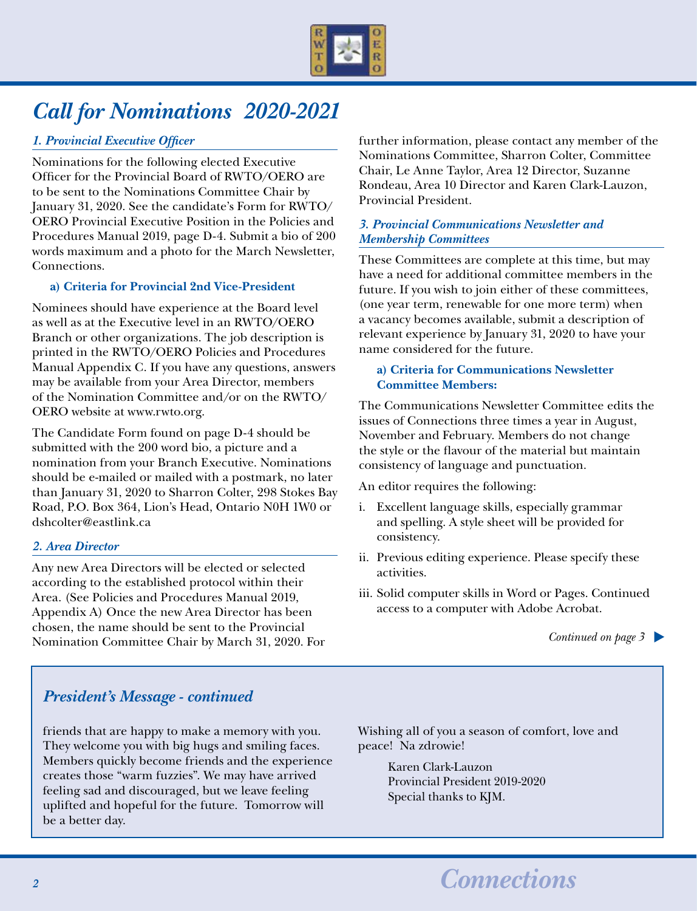# Call for Nominations 2020-2021

## *1. Provincial Executive Officer*

Nominations for the following elected Executive Officer for the Provincial Board of RWTO/OERO are to be sent to the Nominations Committee Chair by January 31, 2020. See the candidate's Form for RWTO/OERO Provincial Executive Position in the Policies and Procedures Manual 2019, page D-4. Submit a bio of 200 words maximum and a photo for the March Newsletter, Connections.

### a) Criteria for Provincial 2nd Vice-President

Nominees should have experience at the Board level as well as at the Executive level in an RWTO/OERO Branch or other organizations. The job description is printed in the RWTO/OERO Policies and Procedures Manual Appendix C. If you have any questions, answers may be available from your Area Director, members of the Nomination Committee and/or on the RWTO/OERO website at www.rwto.org.

The Candidate Form found on page D-4 should be submitted with the 200 word bio, a picture and a nomination from your Branch Executive. Nominations should be e-mailed or mailed with a postmark, no later than January 31, 2020 to Sharron Colter, 298 Stokes Bay Road, P.O. Box 364, Lion's Head, Ontario N0H 1W0 or dshcolter@eastlink.ca

## *2. Area Director*

Any new Area Directors will be elected or selected according to the established protocol within their Area. (See Policies and Procedures Manual 2019, Appendix A) Once the new Area Director has been chosen, the name should be sent to the Provincial Nomination Committee Chair by March 31, 2020. For further information, please contact any member of the Nominations Committee, Sharron Colter, Committee Chair, Le Anne Taylor, Area 12 Director, Suzanne Rondeau, Area 10 Director and Karen Clark-Lauzon, Provincial President.

## *3. Provincial Communications Newsletter and Membership Committees*

These Committees are complete at this time, but may have a need for additional committee members in the future. If you wish to join either of these committees, (one year term, renewable for one more term) when a vacancy becomes available, submit a description of relevant experience by January 31, 2020 to have your name considered for the future.

### a) Criteria for Communications Newsletter Committee Members:

The Communications Newsletter Committee edits the issues of Connections three times a year in August, November and February. Members do not change the style or the flavour of the material but maintain consistency of language and punctuation.

An editor requires the following:

i. Excellent language skills, especially grammar and spelling. A style sheet will be provided for consistency.

ii. Previous editing experience. Please specify these activities.

iii. Solid computer skills in Word or Pages. Continued access to a computer with Adobe Acrobat.

*Continued on page 3* ▶

## *President's Message - continued*

friends that are happy to make a memory with you. They welcome you with big hugs and smiling faces. Members quickly become friends and the experience creates those "warm fuzzies". We may have arrived feeling sad and discouraged, but we leave feeling uplifted and hopeful for the future. Tomorrow will be a better day.

Wishing all of you a season of comfort, love and peace! Na zdrowie!

Karen Clark-Lauzon
Provincial President 2019-2020
Special thanks to KJM.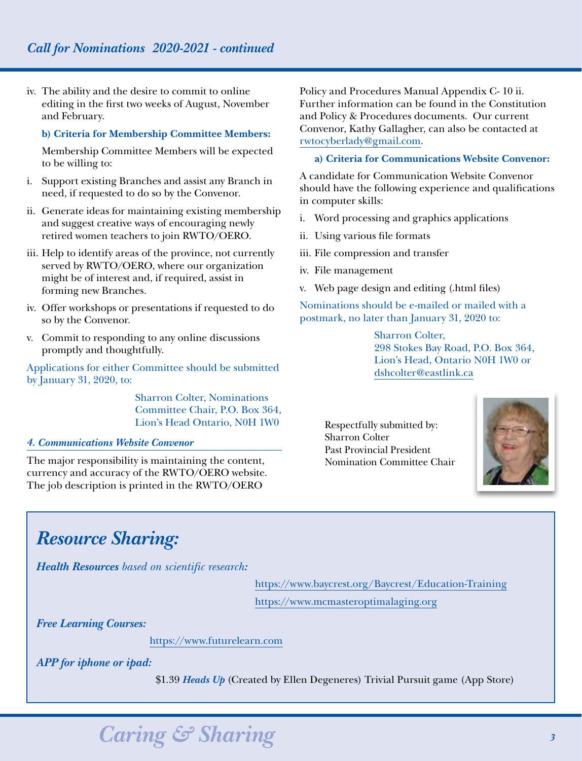## *Call for Nominations 2020-2021 - continued*

iv. The ability and the desire to commit to online editing in the first two weeks of August, November and February.

**b) Criteria for Membership Committee Members:**

Membership Committee Members will be expected to be willing to:

i. Support existing Branches and assist any Branch in need, if requested to do so by the Convenor.

ii. Generate ideas for maintaining existing membership and suggest creative ways of encouraging newly retired women teachers to join RWTO/OERO.

iii. Help to identify areas of the province, not currently served by RWTO/OERO, where our organization might be of interest and, if required, assist in forming new Branches.

iv. Offer workshops or presentations if requested to do so by the Convenor.

v. Commit to responding to any online discussions promptly and thoughtfully.

Applications for either Committee should be submitted by January 31, 2020, to:

Sharron Colter, Nominations Committee Chair, P.O. Box 364, Lion's Head Ontario, N0H 1W0

### *4. Communications Website Convenor*

The major responsibility is maintaining the content, currency and accuracy of the RWTO/OERO website. The job description is printed in the RWTO/OERO Policy and Procedures Manual Appendix C- 10 ii. Further information can be found in the Constitution and Policy & Procedures documents. Our current Convenor, Kathy Gallagher, can also be contacted at rwtocyberlady@gmail.com.

**a) Criteria for Communications Website Convenor:**

A candidate for Communication Website Convenor should have the following experience and qualifications in computer skills:

i. Word processing and graphics applications

ii. Using various file formats

iii. File compression and transfer

iv. File management

v. Web page design and editing (.html files)

Nominations should be e-mailed or mailed with a postmark, no later than January 31, 2020 to:

Sharron Colter,
298 Stokes Bay Road, P.O. Box 364,
Lion's Head, Ontario N0H 1W0 or
dshcolter@eastlink.ca

Respectfully submitted by:
Sharron Colter
Past Provincial President
Nomination Committee Chair

## *Resource Sharing:*

***Health Resources** based on scientific research:*

https://www.baycrest.org/Baycrest/Education-Training

https://www.mcmasteroptimalaging.org

***Free Learning Courses:***

https://www.futurelearn.com

***APP for iphone or ipad:***

$1.39 ***Heads Up*** (Created by Ellen Degeneres) Trivial Pursuit game (App Store)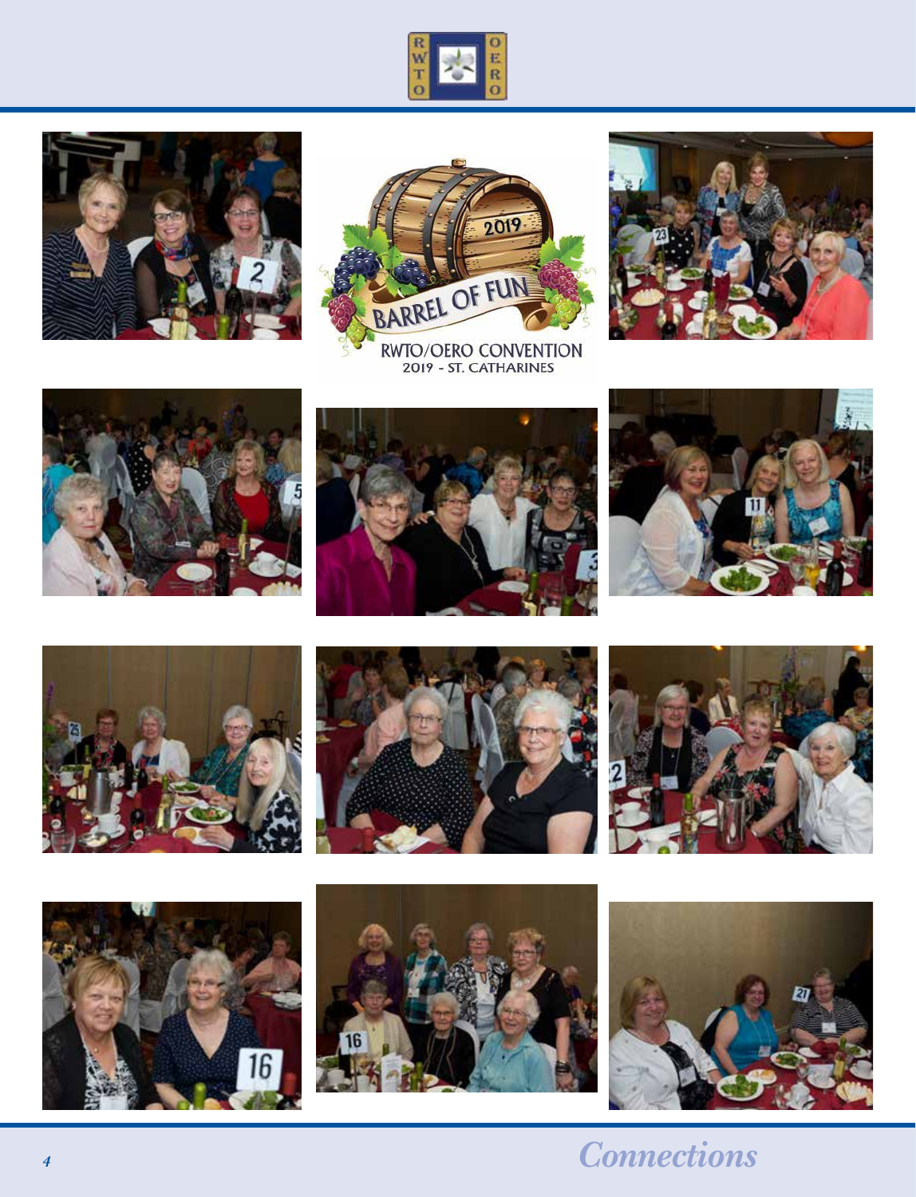BARREL OF FUN

2019

RWTO/OERO CONVENTION

2019 - ST. CATHARINES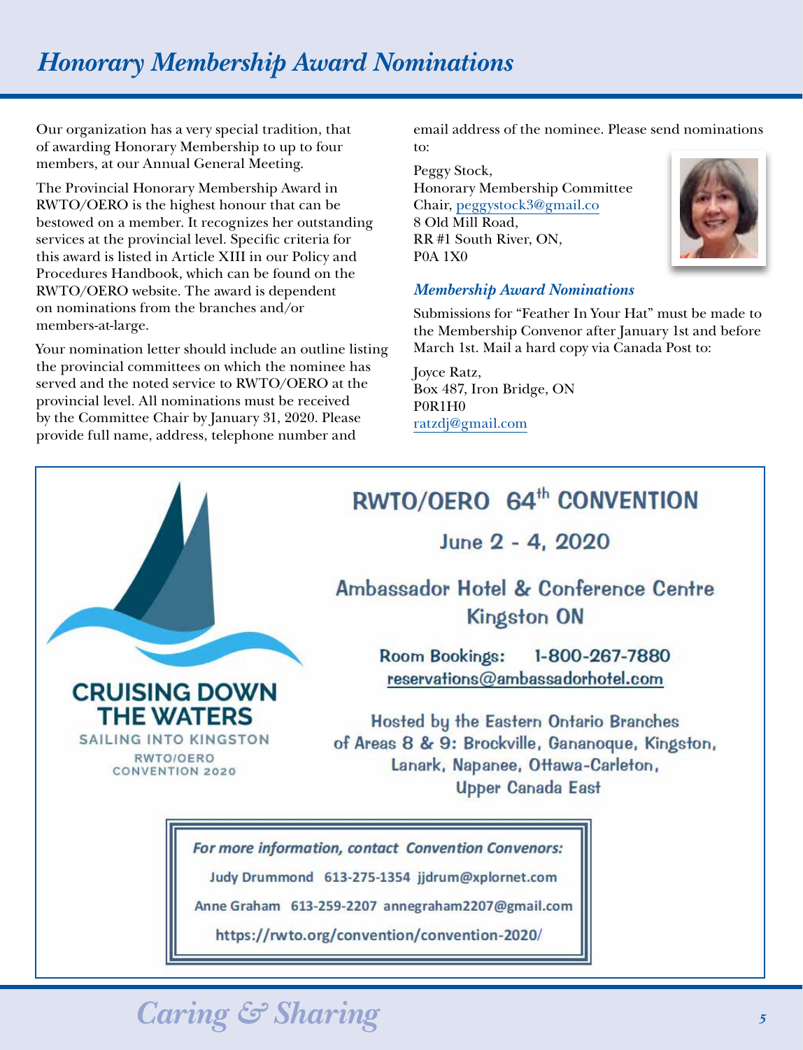# Honorary Membership Award Nominations

Our organization has a very special tradition, that of awarding Honorary Membership to up to four members, at our Annual General Meeting.

The Provincial Honorary Membership Award in RWTO/OERO is the highest honour that can be bestowed on a member. It recognizes her outstanding services at the provincial level. Specific criteria for this award is listed in Article XIII in our Policy and Procedures Handbook, which can be found on the RWTO/OERO website. The award is dependent on nominations from the branches and/or members-at-large.

Your nomination letter should include an outline listing the provincial committees on which the nominee has served and the noted service to RWTO/OERO at the provincial level. All nominations must be received by the Committee Chair by January 31, 2020. Please provide full name, address, telephone number and email address of the nominee. Please send nominations to:

Peggy Stock,
Honorary Membership Committee Chair, peggystock3@gmail.co
8 Old Mill Road,
RR #1 South River, ON,
P0A 1X0

## *Membership Award Nominations*

Submissions for "Feather In Your Hat" must be made to the Membership Convenor after January 1st and before March 1st. Mail a hard copy via Canada Post to:

Joyce Ratz,
Box 487, Iron Bridge, ON
P0R1H0
ratzdj@gmail.com

---

**CRUISING DOWN THE WATERS**

SAILING INTO KINGSTON

RWTO/OERO CONVENTION 2020

## RWTO/OERO 64th CONVENTION

June 2 - 4, 2020

Ambassador Hotel & Conference Centre
Kingston ON

Room Bookings: 1-800-267-7880
reservations@ambassadorhotel.com

Hosted by the Eastern Ontario Branches of Areas 8 & 9: Brockville, Gananoque, Kingston, Lanark, Napanee, Ottawa-Carleton, Upper Canada East

*For more information, contact Convention Convenors:*

Judy Drummond 613-275-1354 jjdrum@xplornet.com

Anne Graham 613-259-2207 annegraham2207@gmail.com

https://rwto.org/convention/convention-2020/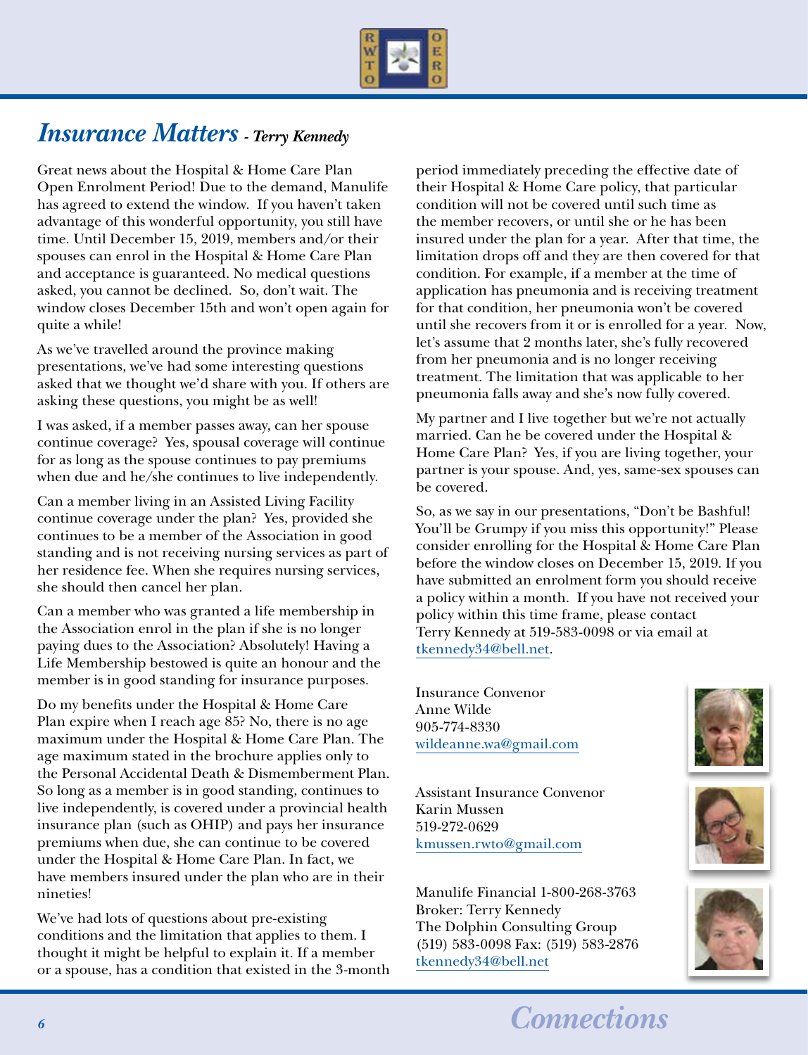## *Insurance Matters* - *Terry Kennedy*

Great news about the Hospital & Home Care Plan Open Enrolment Period! Due to the demand, Manulife has agreed to extend the window. If you haven't taken advantage of this wonderful opportunity, you still have time. Until December 15, 2019, members and/or their spouses can enrol in the Hospital & Home Care Plan and acceptance is guaranteed. No medical questions asked, you cannot be declined. So, don't wait. The window closes December 15th and won't open again for quite a while!

As we've travelled around the province making presentations, we've had some interesting questions asked that we thought we'd share with you. If others are asking these questions, you might be as well!

I was asked, if a member passes away, can her spouse continue coverage? Yes, spousal coverage will continue for as long as the spouse continues to pay premiums when due and he/she continues to live independently.

Can a member living in an Assisted Living Facility continue coverage under the plan? Yes, provided she continues to be a member of the Association in good standing and is not receiving nursing services as part of her residence fee. When she requires nursing services, she should then cancel her plan.

Can a member who was granted a life membership in the Association enrol in the plan if she is no longer paying dues to the Association? Absolutely! Having a Life Membership bestowed is quite an honour and the member is in good standing for insurance purposes.

Do my benefits under the Hospital & Home Care Plan expire when I reach age 85? No, there is no age maximum under the Hospital & Home Care Plan. The age maximum stated in the brochure applies only to the Personal Accidental Death & Dismemberment Plan. So long as a member is in good standing, continues to live independently, is covered under a provincial health insurance plan (such as OHIP) and pays her insurance premiums when due, she can continue to be covered under the Hospital & Home Care Plan. In fact, we have members insured under the plan who are in their nineties!

We've had lots of questions about pre-existing conditions and the limitation that applies to them. I thought it might be helpful to explain it. If a member or a spouse, has a condition that existed in the 3-month period immediately preceding the effective date of their Hospital & Home Care policy, that particular condition will not be covered until such time as the member recovers, or until she or he has been insured under the plan for a year. After that time, the limitation drops off and they are then covered for that condition. For example, if a member at the time of application has pneumonia and is receiving treatment for that condition, her pneumonia won't be covered until she recovers from it or is enrolled for a year. Now, let's assume that 2 months later, she's fully recovered from her pneumonia and is no longer receiving treatment. The limitation that was applicable to her pneumonia falls away and she's now fully covered.

My partner and I live together but we're not actually married. Can he be covered under the Hospital & Home Care Plan? Yes, if you are living together, your partner is your spouse. And, yes, same-sex spouses can be covered.

So, as we say in our presentations, "Don't be Bashful! You'll be Grumpy if you miss this opportunity!" Please consider enrolling for the Hospital & Home Care Plan before the window closes on December 15, 2019. If you have submitted an enrolment form you should receive a policy within a month. If you have not received your policy within this time frame, please contact Terry Kennedy at 519-583-0098 or via email at tkennedy34@bell.net.

Insurance Convenor
Anne Wilde
905-774-8330
wildeanne.wa@gmail.com

Assistant Insurance Convenor
Karin Mussen
519-272-0629
kmussen.rwto@gmail.com

Manulife Financial 1-800-268-3763
Broker: Terry Kennedy
The Dolphin Consulting Group
(519) 583-0098 Fax: (519) 583-2876
tkennedy34@bell.net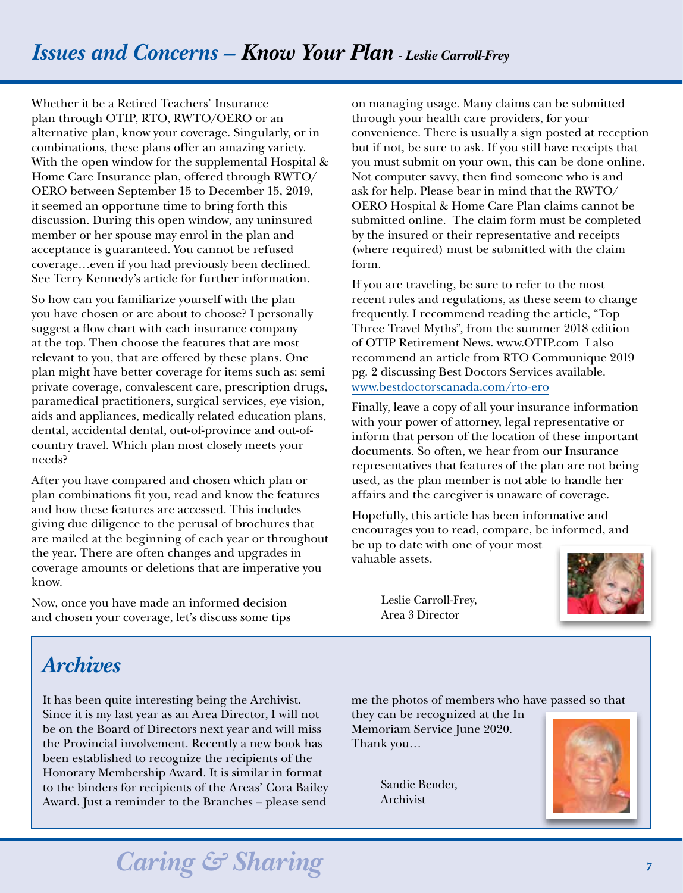# *Issues and Concerns – Know Your Plan* - *Leslie Carroll-Frey*

Whether it be a Retired Teachers' Insurance plan through OTIP, RTO, RWTO/OERO or an alternative plan, know your coverage. Singularly, or in combinations, these plans offer an amazing variety. With the open window for the supplemental Hospital & Home Care Insurance plan, offered through RWTO/OERO between September 15 to December 15, 2019, it seemed an opportune time to bring forth this discussion. During this open window, any uninsured member or her spouse may enrol in the plan and acceptance is guaranteed. You cannot be refused coverage…even if you had previously been declined. See Terry Kennedy's article for further information.

So how can you familiarize yourself with the plan you have chosen or are about to choose? I personally suggest a flow chart with each insurance company at the top. Then choose the features that are most relevant to you, that are offered by these plans. One plan might have better coverage for items such as: semi private coverage, convalescent care, prescription drugs, paramedical practitioners, surgical services, eye vision, aids and appliances, medically related education plans, dental, accidental dental, out-of-province and out-of-country travel. Which plan most closely meets your needs?

After you have compared and chosen which plan or plan combinations fit you, read and know the features and how these features are accessed. This includes giving due diligence to the perusal of brochures that are mailed at the beginning of each year or throughout the year. There are often changes and upgrades in coverage amounts or deletions that are imperative you know.

Now, once you have made an informed decision and chosen your coverage, let's discuss some tips on managing usage. Many claims can be submitted through your health care providers, for your convenience. There is usually a sign posted at reception but if not, be sure to ask. If you still have receipts that you must submit on your own, this can be done online. Not computer savvy, then find someone who is and ask for help. Please bear in mind that the RWTO/OERO Hospital & Home Care Plan claims cannot be submitted online. The claim form must be completed by the insured or their representative and receipts (where required) must be submitted with the claim form.

If you are traveling, be sure to refer to the most recent rules and regulations, as these seem to change frequently. I recommend reading the article, "Top Three Travel Myths", from the summer 2018 edition of OTIP Retirement News. www.OTIP.com I also recommend an article from RTO Communique 2019 pg. 2 discussing Best Doctors Services available. www.bestdoctorscanada.com/rto-ero

Finally, leave a copy of all your insurance information with your power of attorney, legal representative or inform that person of the location of these important documents. So often, we hear from our Insurance representatives that features of the plan are not being used, as the plan member is not able to handle her affairs and the caregiver is unaware of coverage.

Hopefully, this article has been informative and encourages you to read, compare, be informed, and be up to date with one of your most valuable assets.

Leslie Carroll-Frey,
Area 3 Director

## *Archives*

It has been quite interesting being the Archivist. Since it is my last year as an Area Director, I will not be on the Board of Directors next year and will miss the Provincial involvement. Recently a new book has been established to recognize the recipients of the Honorary Membership Award. It is similar in format to the binders for recipients of the Areas' Cora Bailey Award. Just a reminder to the Branches – please send me the photos of members who have passed so that they can be recognized at the In Memoriam Service June 2020. Thank you…

Sandie Bender,
Archivist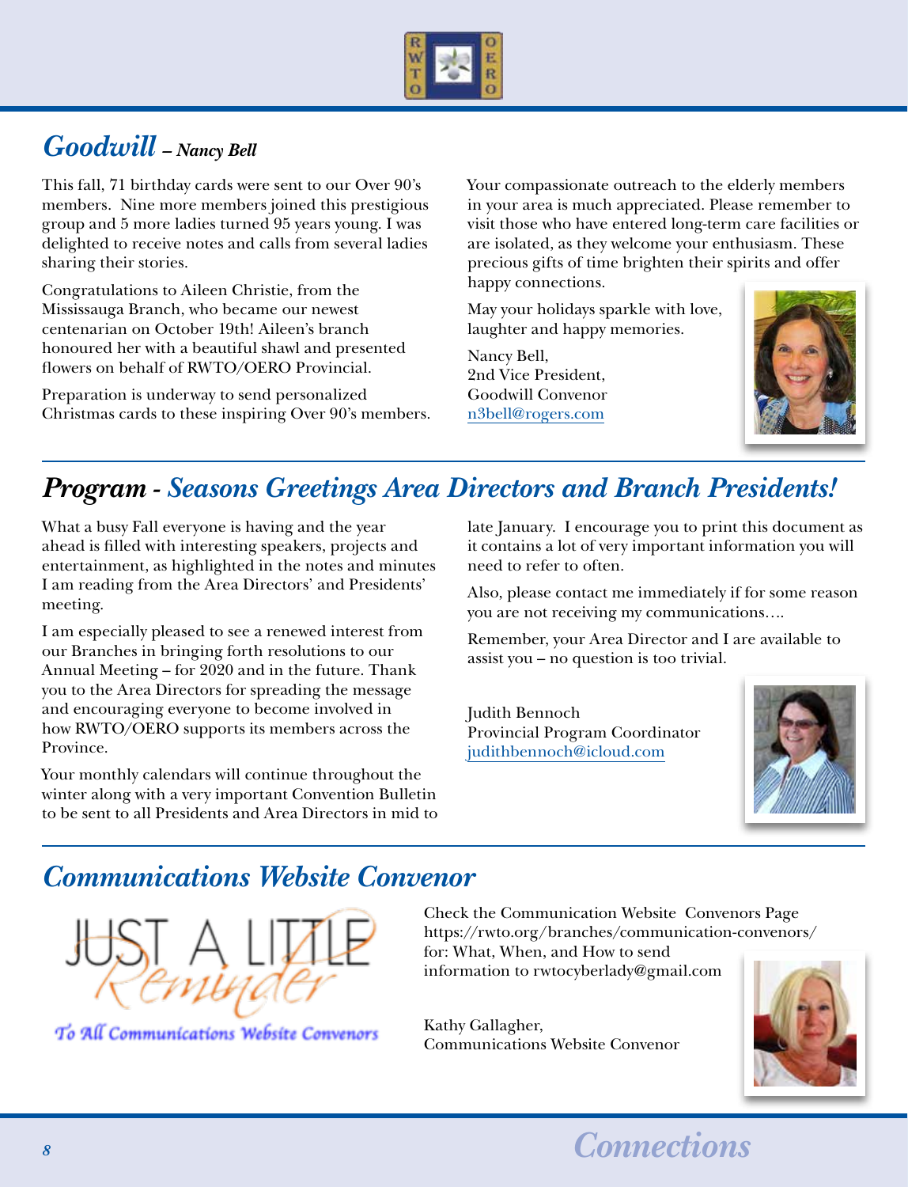## *Goodwill – Nancy Bell*

This fall, 71 birthday cards were sent to our Over 90's members. Nine more members joined this prestigious group and 5 more ladies turned 95 years young. I was delighted to receive notes and calls from several ladies sharing their stories.

Congratulations to Aileen Christie, from the Mississauga Branch, who became our newest centenarian on October 19th! Aileen's branch honoured her with a beautiful shawl and presented flowers on behalf of RWTO/OERO Provincial.

Preparation is underway to send personalized Christmas cards to these inspiring Over 90's members.

Your compassionate outreach to the elderly members in your area is much appreciated. Please remember to visit those who have entered long-term care facilities or are isolated, as they welcome your enthusiasm. These precious gifts of time brighten their spirits and offer happy connections.

May your holidays sparkle with love, laughter and happy memories.

Nancy Bell,
2nd Vice President,
Goodwill Convenor
n3bell@rogers.com

## *Program - Seasons Greetings Area Directors and Branch Presidents!*

What a busy Fall everyone is having and the year ahead is filled with interesting speakers, projects and entertainment, as highlighted in the notes and minutes I am reading from the Area Directors' and Presidents' meeting.

I am especially pleased to see a renewed interest from our Branches in bringing forth resolutions to our Annual Meeting – for 2020 and in the future. Thank you to the Area Directors for spreading the message and encouraging everyone to become involved in how RWTO/OERO supports its members across the Province.

Your monthly calendars will continue throughout the winter along with a very important Convention Bulletin to be sent to all Presidents and Area Directors in mid to late January. I encourage you to print this document as it contains a lot of very important information you will need to refer to often.

Also, please contact me immediately if for some reason you are not receiving my communications….

Remember, your Area Director and I are available to assist you – no question is too trivial.

Judith Bennoch
Provincial Program Coordinator
judithbennoch@icloud.com

## *Communications Website Convenor*

JUST A LITTLE *Reminder*

*To All Communications Website Convenors*

Check the Communication Website Convenors Page https://rwto.org/branches/communication-convenors/ for: What, When, and How to send information to rwtocyberlady@gmail.com

Kathy Gallagher,
Communications Website Convenor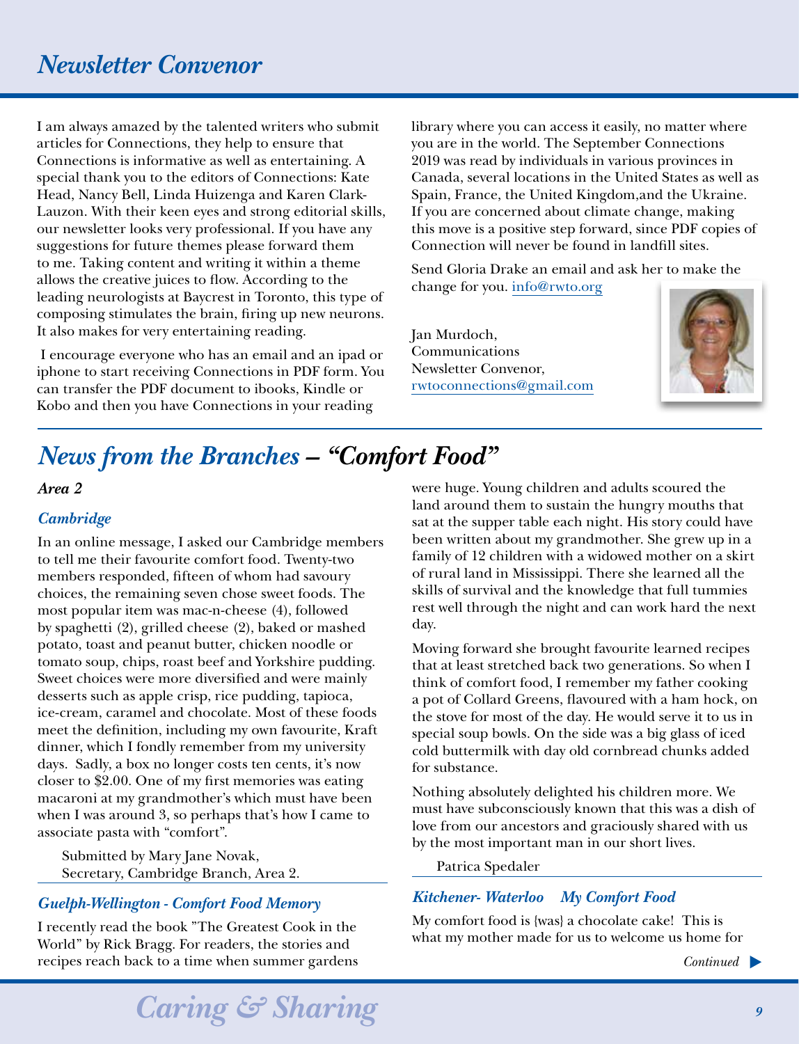## *Newsletter Convenor*

I am always amazed by the talented writers who submit articles for Connections, they help to ensure that Connections is informative as well as entertaining. A special thank you to the editors of Connections: Kate Head, Nancy Bell, Linda Huizenga and Karen Clark-Lauzon. With their keen eyes and strong editorial skills, our newsletter looks very professional. If you have any suggestions for future themes please forward them to me. Taking content and writing it within a theme allows the creative juices to flow. According to the leading neurologists at Baycrest in Toronto, this type of composing stimulates the brain, firing up new neurons. It also makes for very entertaining reading.

I encourage everyone who has an email and an ipad or iphone to start receiving Connections in PDF form. You can transfer the PDF document to ibooks, Kindle or Kobo and then you have Connections in your reading library where you can access it easily, no matter where you are in the world. The September Connections 2019 was read by individuals in various provinces in Canada, several locations in the United States as well as Spain, France, the United Kingdom,and the Ukraine. If you are concerned about climate change, making this move is a positive step forward, since PDF copies of Connection will never be found in landfill sites.

Send Gloria Drake an email and ask her to make the change for you. info@rwto.org

Jan Murdoch,
Communications
Newsletter Convenor,
rwtoconnections@gmail.com

## *News from the Branches – "Comfort Food"*

### *Area 2*

### *Cambridge*

In an online message, I asked our Cambridge members to tell me their favourite comfort food. Twenty-two members responded, fifteen of whom had savoury choices, the remaining seven chose sweet foods. The most popular item was mac-n-cheese (4), followed by spaghetti (2), grilled cheese (2), baked or mashed potato, toast and peanut butter, chicken noodle or tomato soup, chips, roast beef and Yorkshire pudding. Sweet choices were more diversified and were mainly desserts such as apple crisp, rice pudding, tapioca, ice-cream, caramel and chocolate. Most of these foods meet the definition, including my own favourite, Kraft dinner, which I fondly remember from my university days. Sadly, a box no longer costs ten cents, it's now closer to $2.00. One of my first memories was eating macaroni at my grandmother's which must have been when I was around 3, so perhaps that's how I came to associate pasta with "comfort".

Submitted by Mary Jane Novak,
Secretary, Cambridge Branch, Area 2.

### *Guelph-Wellington - Comfort Food Memory*

I recently read the book "The Greatest Cook in the World" by Rick Bragg. For readers, the stories and recipes reach back to a time when summer gardens were huge. Young children and adults scoured the land around them to sustain the hungry mouths that sat at the supper table each night. His story could have been written about my grandmother. She grew up in a family of 12 children with a widowed mother on a skirt of rural land in Mississippi. There she learned all the skills of survival and the knowledge that full tummies rest well through the night and can work hard the next day.

Moving forward she brought favourite learned recipes that at least stretched back two generations. So when I think of comfort food, I remember my father cooking a pot of Collard Greens, flavoured with a ham hock, on the stove for most of the day. He would serve it to us in special soup bowls. On the side was a big glass of iced cold buttermilk with day old cornbread chunks added for substance.

Nothing absolutely delighted his children more. We must have subconsciously known that this was a dish of love from our ancestors and graciously shared with us by the most important man in our short lives.

Patrica Spedaler

### *Kitchener- Waterloo My Comfort Food*

My comfort food is {was} a chocolate cake! This is what my mother made for us to welcome us home for

*Continued* ▶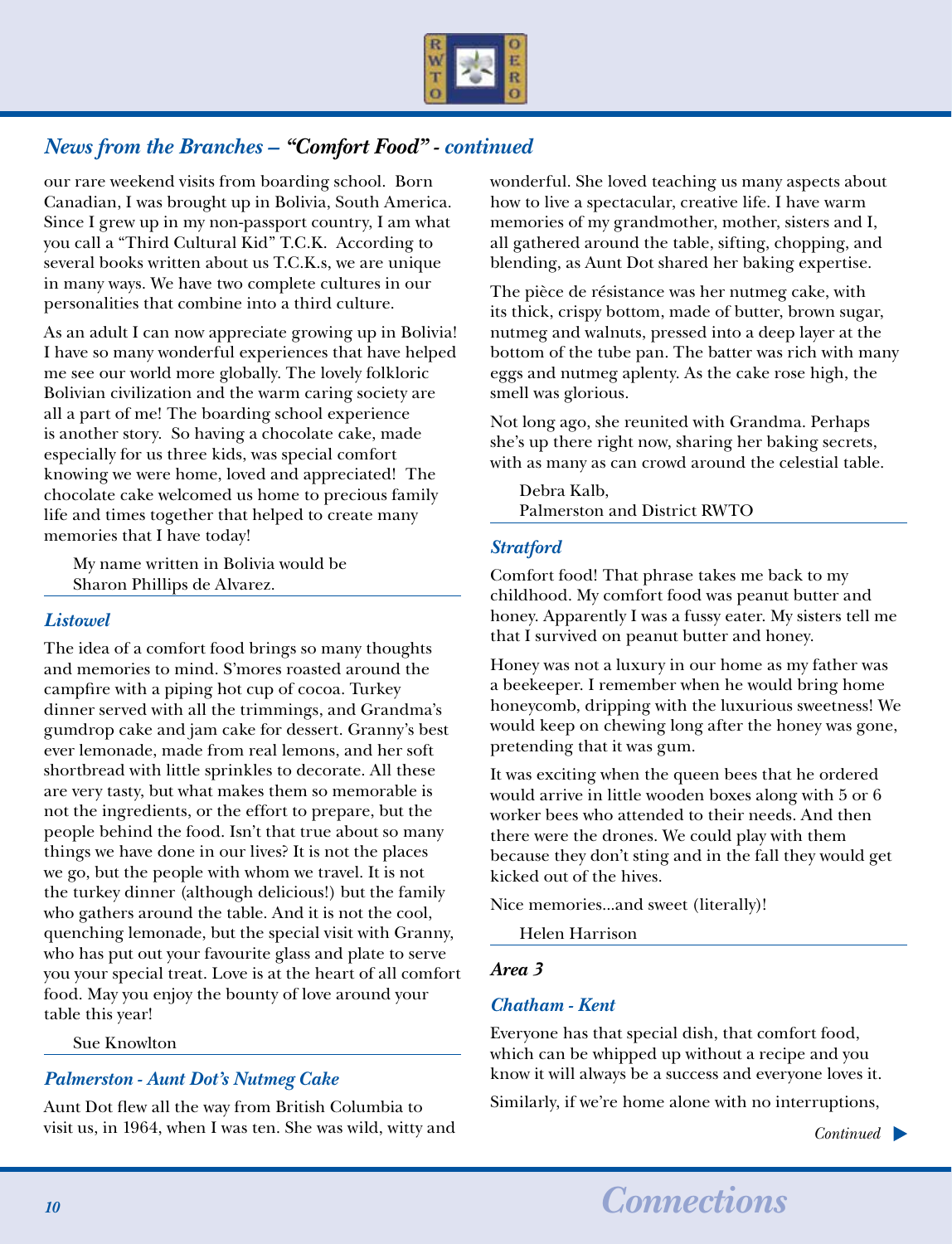## *News from the Branches – "Comfort Food" - continued*

our rare weekend visits from boarding school. Born Canadian, I was brought up in Bolivia, South America. Since I grew up in my non-passport country, I am what you call a "Third Cultural Kid" T.C.K. According to several books written about us T.C.K.s, we are unique in many ways. We have two complete cultures in our personalities that combine into a third culture.

As an adult I can now appreciate growing up in Bolivia! I have so many wonderful experiences that have helped me see our world more globally. The lovely folkloric Bolivian civilization and the warm caring society are all a part of me! The boarding school experience is another story. So having a chocolate cake, made especially for us three kids, was special comfort knowing we were home, loved and appreciated! The chocolate cake welcomed us home to precious family life and times together that helped to create many memories that I have today!

My name written in Bolivia would be
Sharon Phillips de Alvarez.

### *Listowel*

The idea of a comfort food brings so many thoughts and memories to mind. S'mores roasted around the campfire with a piping hot cup of cocoa. Turkey dinner served with all the trimmings, and Grandma's gumdrop cake and jam cake for dessert. Granny's best ever lemonade, made from real lemons, and her soft shortbread with little sprinkles to decorate. All these are very tasty, but what makes them so memorable is not the ingredients, or the effort to prepare, but the people behind the food. Isn't that true about so many things we have done in our lives? It is not the places we go, but the people with whom we travel. It is not the turkey dinner (although delicious!) but the family who gathers around the table. And it is not the cool, quenching lemonade, but the special visit with Granny, who has put out your favourite glass and plate to serve you your special treat. Love is at the heart of all comfort food. May you enjoy the bounty of love around your table this year!

Sue Knowlton

### *Palmerston - Aunt Dot's Nutmeg Cake*

Aunt Dot flew all the way from British Columbia to visit us, in 1964, when I was ten. She was wild, witty and wonderful. She loved teaching us many aspects about how to live a spectacular, creative life. I have warm memories of my grandmother, mother, sisters and I, all gathered around the table, sifting, chopping, and blending, as Aunt Dot shared her baking expertise.

The pièce de résistance was her nutmeg cake, with its thick, crispy bottom, made of butter, brown sugar, nutmeg and walnuts, pressed into a deep layer at the bottom of the tube pan. The batter was rich with many eggs and nutmeg aplenty. As the cake rose high, the smell was glorious.

Not long ago, she reunited with Grandma. Perhaps she's up there right now, sharing her baking secrets, with as many as can crowd around the celestial table.

Debra Kalb,
Palmerston and District RWTO

### *Stratford*

Comfort food! That phrase takes me back to my childhood. My comfort food was peanut butter and honey. Apparently I was a fussy eater. My sisters tell me that I survived on peanut butter and honey.

Honey was not a luxury in our home as my father was a beekeeper. I remember when he would bring home honeycomb, dripping with the luxurious sweetness! We would keep on chewing long after the honey was gone, pretending that it was gum.

It was exciting when the queen bees that he ordered would arrive in little wooden boxes along with 5 or 6 worker bees who attended to their needs. And then there were the drones. We could play with them because they don't sting and in the fall they would get kicked out of the hives.

Nice memories...and sweet (literally)!

Helen Harrison

## *Area 3*

### *Chatham - Kent*

Everyone has that special dish, that comfort food, which can be whipped up without a recipe and you know it will always be a success and everyone loves it.

Similarly, if we're home alone with no interruptions,

*Continued* ▶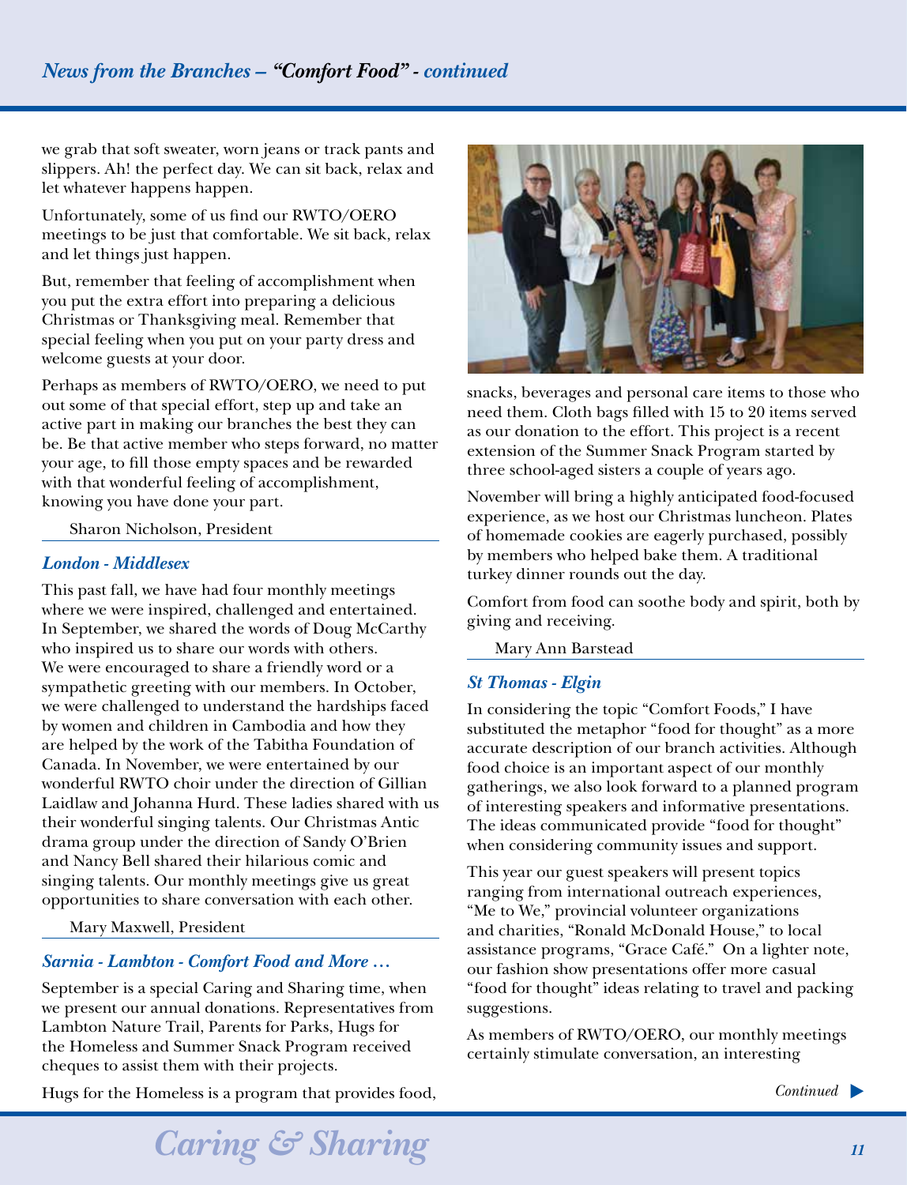we grab that soft sweater, worn jeans or track pants and slippers. Ah! the perfect day. We can sit back, relax and let whatever happens happen.

Unfortunately, some of us find our RWTO/OERO meetings to be just that comfortable. We sit back, relax and let things just happen.

But, remember that feeling of accomplishment when you put the extra effort into preparing a delicious Christmas or Thanksgiving meal. Remember that special feeling when you put on your party dress and welcome guests at your door.

Perhaps as members of RWTO/OERO, we need to put out some of that special effort, step up and take an active part in making our branches the best they can be. Be that active member who steps forward, no matter your age, to fill those empty spaces and be rewarded with that wonderful feeling of accomplishment, knowing you have done your part.

Sharon Nicholson, President

### *London - Middlesex*

This past fall, we have had four monthly meetings where we were inspired, challenged and entertained. In September, we shared the words of Doug McCarthy who inspired us to share our words with others. We were encouraged to share a friendly word or a sympathetic greeting with our members. In October, we were challenged to understand the hardships faced by women and children in Cambodia and how they are helped by the work of the Tabitha Foundation of Canada. In November, we were entertained by our wonderful RWTO choir under the direction of Gillian Laidlaw and Johanna Hurd. These ladies shared with us their wonderful singing talents. Our Christmas Antic drama group under the direction of Sandy O'Brien and Nancy Bell shared their hilarious comic and singing talents. Our monthly meetings give us great opportunities to share conversation with each other.

Mary Maxwell, President

### *Sarnia - Lambton - Comfort Food and More …*

September is a special Caring and Sharing time, when we present our annual donations. Representatives from Lambton Nature Trail, Parents for Parks, Hugs for the Homeless and Summer Snack Program received cheques to assist them with their projects.

Hugs for the Homeless is a program that provides food, snacks, beverages and personal care items to those who need them. Cloth bags filled with 15 to 20 items served as our donation to the effort. This project is a recent extension of the Summer Snack Program started by three school-aged sisters a couple of years ago.

November will bring a highly anticipated food-focused experience, as we host our Christmas luncheon. Plates of homemade cookies are eagerly purchased, possibly by members who helped bake them. A traditional turkey dinner rounds out the day.

Comfort from food can soothe body and spirit, both by giving and receiving.

Mary Ann Barstead

### *St Thomas - Elgin*

In considering the topic "Comfort Foods," I have substituted the metaphor "food for thought" as a more accurate description of our branch activities. Although food choice is an important aspect of our monthly gatherings, we also look forward to a planned program of interesting speakers and informative presentations. The ideas communicated provide "food for thought" when considering community issues and support.

This year our guest speakers will present topics ranging from international outreach experiences, "Me to We," provincial volunteer organizations and charities, "Ronald McDonald House," to local assistance programs, "Grace Café." On a lighter note, our fashion show presentations offer more casual "food for thought" ideas relating to travel and packing suggestions.

As members of RWTO/OERO, our monthly meetings certainly stimulate conversation, an interesting

*Continued*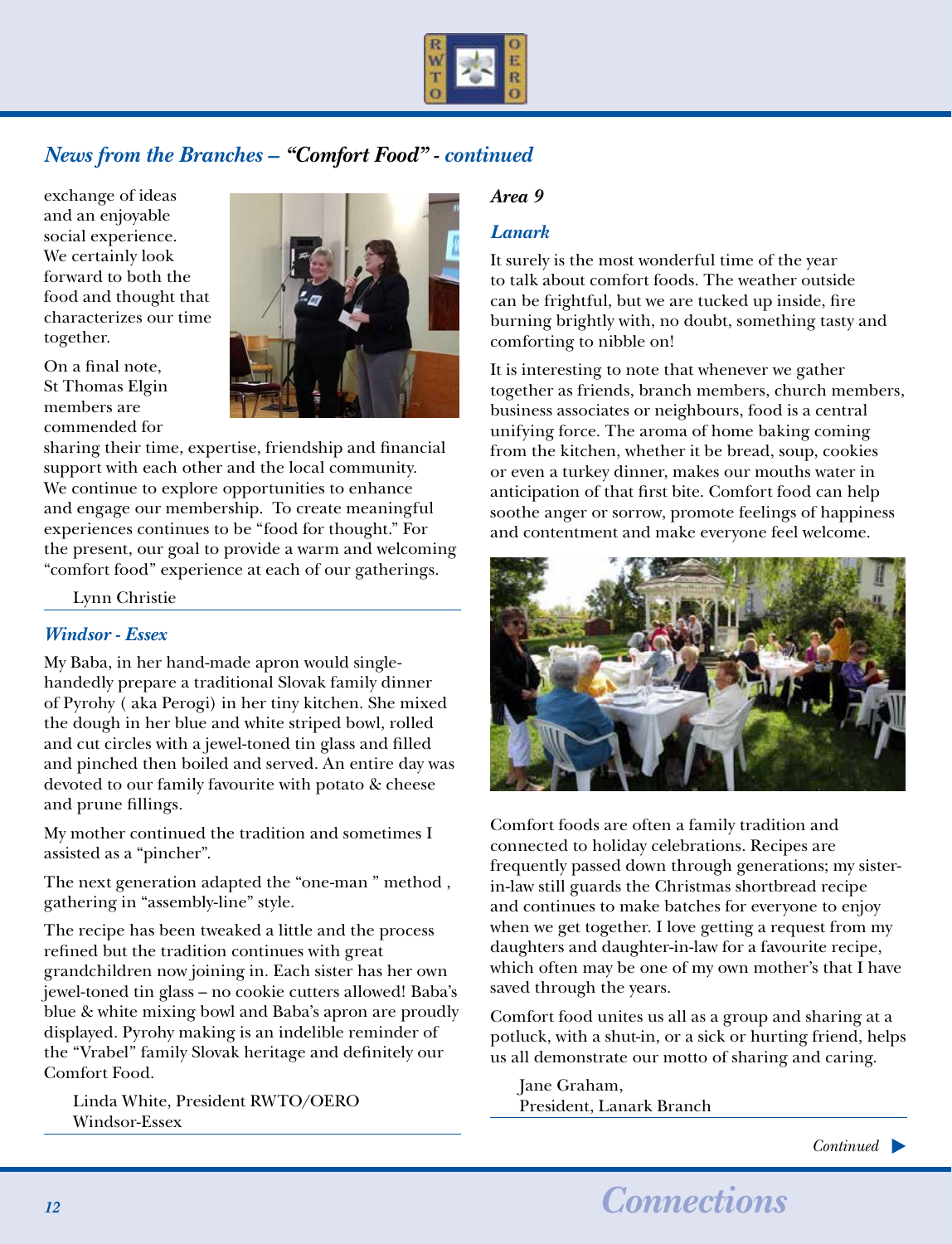## *News from the Branches – "Comfort Food" - continued*

exchange of ideas and an enjoyable social experience. We certainly look forward to both the food and thought that characterizes our time together.

On a final note, St Thomas Elgin members are commended for sharing their time, expertise, friendship and financial support with each other and the local community. We continue to explore opportunities to enhance and engage our membership. To create meaningful experiences continues to be "food for thought." For the present, our goal to provide a warm and welcoming "comfort food" experience at each of our gatherings.

Lynn Christie

### *Windsor - Essex*

My Baba, in her hand-made apron would single-handedly prepare a traditional Slovak family dinner of Pyrohy ( aka Perogi) in her tiny kitchen. She mixed the dough in her blue and white striped bowl, rolled and cut circles with a jewel-toned tin glass and filled and pinched then boiled and served. An entire day was devoted to our family favourite with potato & cheese and prune fillings.

My mother continued the tradition and sometimes I assisted as a "pincher".

The next generation adapted the "one-man " method , gathering in "assembly-line" style.

The recipe has been tweaked a little and the process refined but the tradition continues with great grandchildren now joining in. Each sister has her own jewel-toned tin glass – no cookie cutters allowed! Baba's blue & white mixing bowl and Baba's apron are proudly displayed. Pyrohy making is an indelible reminder of the "Vrabel" family Slovak heritage and definitely our Comfort Food.

Linda White, President RWTO/OERO
Windsor-Essex

### *Area 9*

### *Lanark*

It surely is the most wonderful time of the year to talk about comfort foods. The weather outside can be frightful, but we are tucked up inside, fire burning brightly with, no doubt, something tasty and comforting to nibble on!

It is interesting to note that whenever we gather together as friends, branch members, church members, business associates or neighbours, food is a central unifying force. The aroma of home baking coming from the kitchen, whether it be bread, soup, cookies or even a turkey dinner, makes our mouths water in anticipation of that first bite. Comfort food can help soothe anger or sorrow, promote feelings of happiness and contentment and make everyone feel welcome.

Comfort foods are often a family tradition and connected to holiday celebrations. Recipes are frequently passed down through generations; my sister-in-law still guards the Christmas shortbread recipe and continues to make batches for everyone to enjoy when we get together. I love getting a request from my daughters and daughter-in-law for a favourite recipe, which often may be one of my own mother's that I have saved through the years.

Comfort food unites us all as a group and sharing at a potluck, with a shut-in, or a sick or hurting friend, helps us all demonstrate our motto of sharing and caring.

Jane Graham,
President, Lanark Branch

*Continued*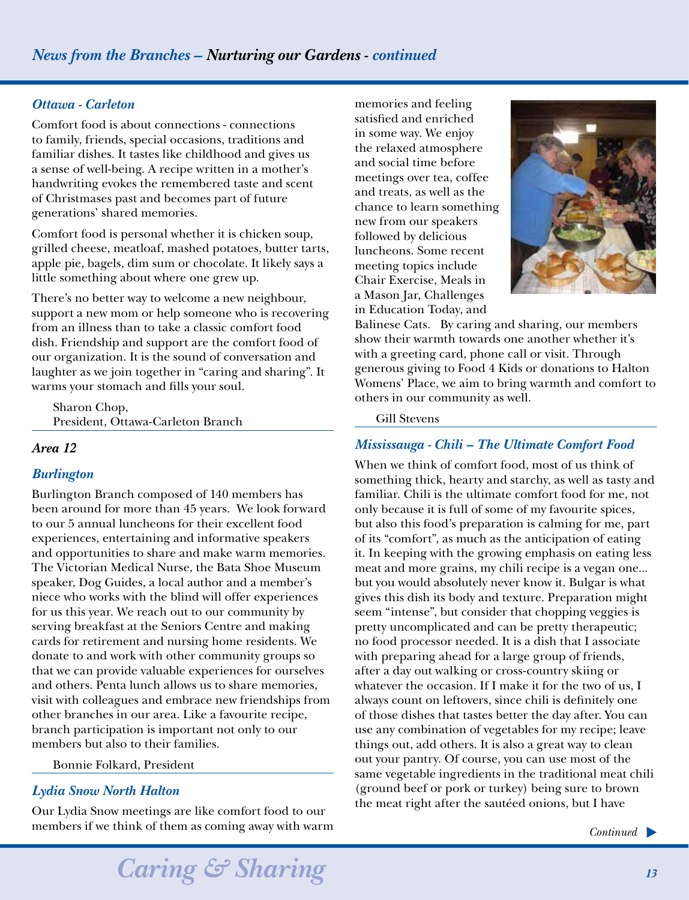## *News from the Branches – Nurturing our Gardens - continued*

### *Ottawa - Carleton*

Comfort food is about connections - connections to family, friends, special occasions, traditions and familiar dishes. It tastes like childhood and gives us a sense of well-being. A recipe written in a mother's handwriting evokes the remembered taste and scent of Christmases past and becomes part of future generations' shared memories.

Comfort food is personal whether it is chicken soup, grilled cheese, meatloaf, mashed potatoes, butter tarts, apple pie, bagels, dim sum or chocolate. It likely says a little something about where one grew up.

There's no better way to welcome a new neighbour, support a new mom or help someone who is recovering from an illness than to take a classic comfort food dish. Friendship and support are the comfort food of our organization. It is the sound of conversation and laughter as we join together in "caring and sharing". It warms your stomach and fills your soul.

Sharon Chop,
President, Ottawa-Carleton Branch

### *Area 12*

### *Burlington*

Burlington Branch composed of 140 members has been around for more than 45 years. We look forward to our 5 annual luncheons for their excellent food experiences, entertaining and informative speakers and opportunities to share and make warm memories. The Victorian Medical Nurse, the Bata Shoe Museum speaker, Dog Guides, a local author and a member's niece who works with the blind will offer experiences for us this year. We reach out to our community by serving breakfast at the Seniors Centre and making cards for retirement and nursing home residents. We donate to and work with other community groups so that we can provide valuable experiences for ourselves and others. Penta lunch allows us to share memories, visit with colleagues and embrace new friendships from other branches in our area. Like a favourite recipe, branch participation is important not only to our members but also to their families.

Bonnie Folkard, President

### *Lydia Snow North Halton*

Our Lydia Snow meetings are like comfort food to our members if we think of them as coming away with warm memories and feeling satisfied and enriched in some way. We enjoy the relaxed atmosphere and social time before meetings over tea, coffee and treats, as well as the chance to learn something new from our speakers followed by delicious luncheons. Some recent meeting topics include Chair Exercise, Meals in a Mason Jar, Challenges in Education Today, and Balinese Cats. By caring and sharing, our members show their warmth towards one another whether it's with a greeting card, phone call or visit. Through generous giving to Food 4 Kids or donations to Halton Womens' Place, we aim to bring warmth and comfort to others in our community as well.

Gill Stevens

### *Mississauga - Chili – The Ultimate Comfort Food*

When we think of comfort food, most of us think of something thick, hearty and starchy, as well as tasty and familiar. Chili is the ultimate comfort food for me, not only because it is full of some of my favourite spices, but also this food's preparation is calming for me, part of its "comfort", as much as the anticipation of eating it. In keeping with the growing emphasis on eating less meat and more grains, my chili recipe is a vegan one... but you would absolutely never know it. Bulgar is what gives this dish its body and texture. Preparation might seem "intense", but consider that chopping veggies is pretty uncomplicated and can be pretty therapeutic; no food processor needed. It is a dish that I associate with preparing ahead for a large group of friends, after a day out walking or cross-country skiing or whatever the occasion. If I make it for the two of us, I always count on leftovers, since chili is definitely one of those dishes that tastes better the day after. You can use any combination of vegetables for my recipe; leave things out, add others. It is also a great way to clean out your pantry. Of course, you can use most of the same vegetable ingredients in the traditional meat chili (ground beef or pork or turkey) being sure to brown the meat right after the sautéed onions, but I have

*Continued*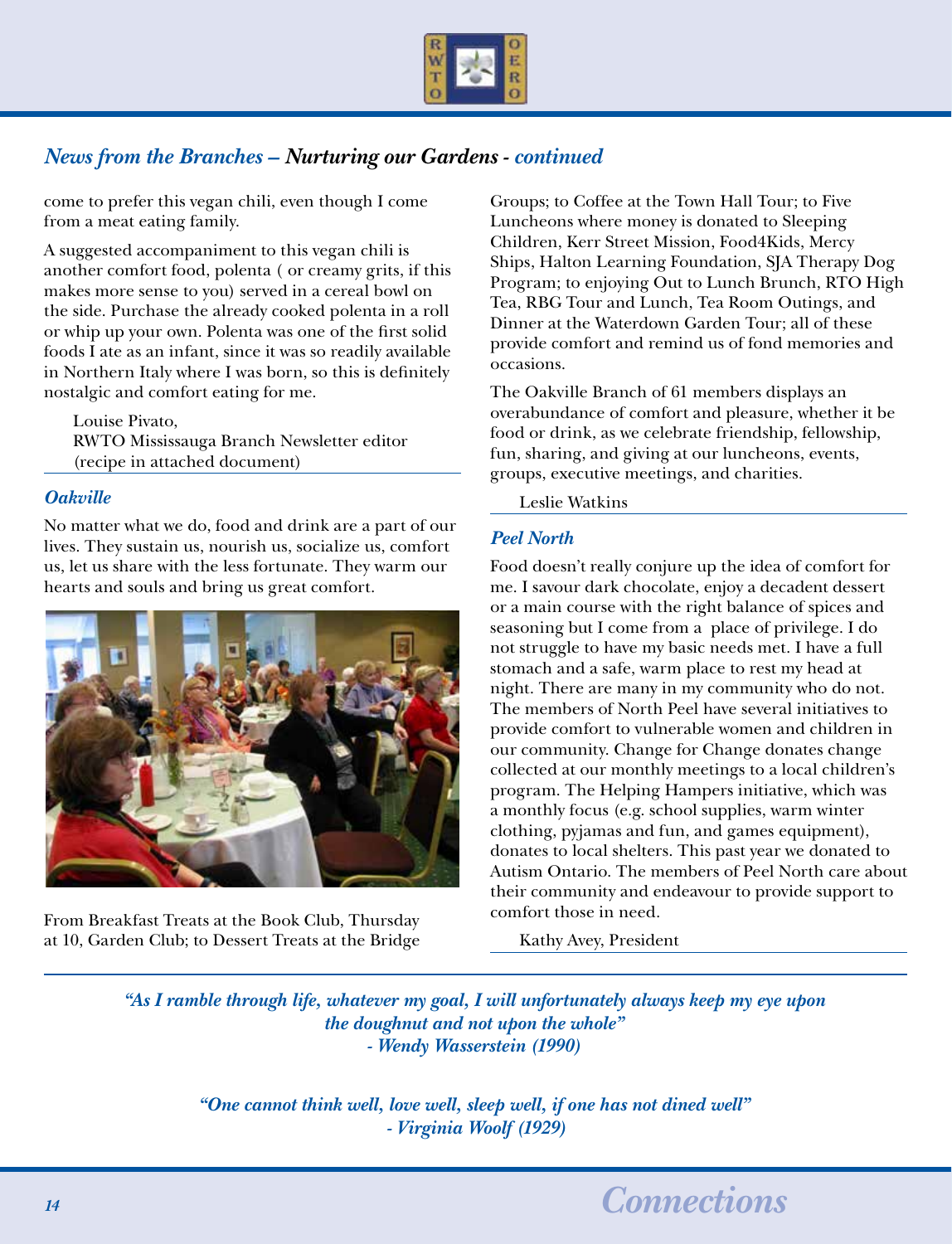## *News from the Branches – Nurturing our Gardens - continued*

come to prefer this vegan chili, even though I come from a meat eating family.

A suggested accompaniment to this vegan chili is another comfort food, polenta ( or creamy grits, if this makes more sense to you) served in a cereal bowl on the side. Purchase the already cooked polenta in a roll or whip up your own. Polenta was one of the first solid foods I ate as an infant, since it was so readily available in Northern Italy where I was born, so this is definitely nostalgic and comfort eating for me.

Louise Pivato,
RWTO Mississauga Branch Newsletter editor
(recipe in attached document)

### *Oakville*

No matter what we do, food and drink are a part of our lives. They sustain us, nourish us, socialize us, comfort us, let us share with the less fortunate. They warm our hearts and souls and bring us great comfort.

From Breakfast Treats at the Book Club, Thursday at 10, Garden Club; to Dessert Treats at the Bridge Groups; to Coffee at the Town Hall Tour; to Five Luncheons where money is donated to Sleeping Children, Kerr Street Mission, Food4Kids, Mercy Ships, Halton Learning Foundation, SJA Therapy Dog Program; to enjoying Out to Lunch Brunch, RTO High Tea, RBG Tour and Lunch, Tea Room Outings, and Dinner at the Waterdown Garden Tour; all of these provide comfort and remind us of fond memories and occasions.

The Oakville Branch of 61 members displays an overabundance of comfort and pleasure, whether it be food or drink, as we celebrate friendship, fellowship, fun, sharing, and giving at our luncheons, events, groups, executive meetings, and charities.

Leslie Watkins

### *Peel North*

Food doesn't really conjure up the idea of comfort for me. I savour dark chocolate, enjoy a decadent dessert or a main course with the right balance of spices and seasoning but I come from a place of privilege. I do not struggle to have my basic needs met. I have a full stomach and a safe, warm place to rest my head at night. There are many in my community who do not. The members of North Peel have several initiatives to provide comfort to vulnerable women and children in our community. Change for Change donates change collected at our monthly meetings to a local children's program. The Helping Hampers initiative, which was a monthly focus (e.g. school supplies, warm winter clothing, pyjamas and fun, and games equipment), donates to local shelters. This past year we donated to Autism Ontario. The members of Peel North care about their community and endeavour to provide support to comfort those in need.

Kathy Avey, President

***"As I ramble through life, whatever my goal, I will unfortunately always keep my eye upon the doughnut and not upon the whole"***
***- Wendy Wasserstein (1990)***

***"One cannot think well, love well, sleep well, if one has not dined well"***
***- Virginia Woolf (1929)***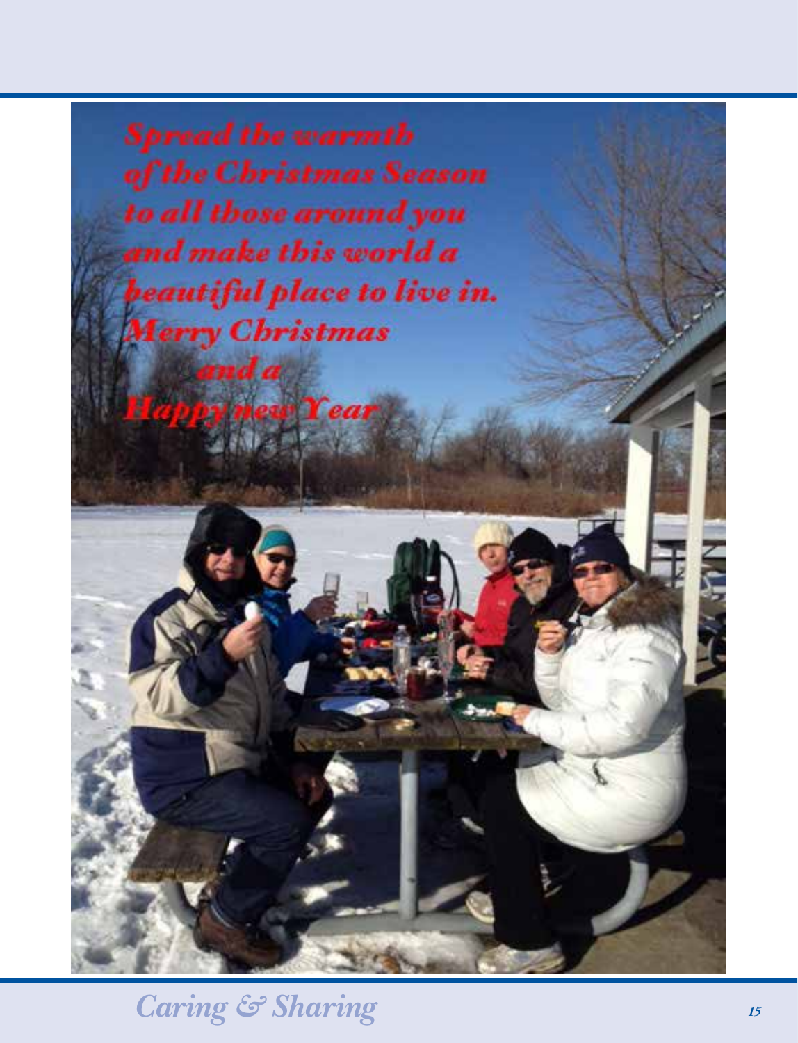*Spread the warmth*
*of the Christmas Season*
*to all those around you*
*and make this world a*
*beautiful place to live in.*
*Merry Christmas*
*and a*
*Happy new Year*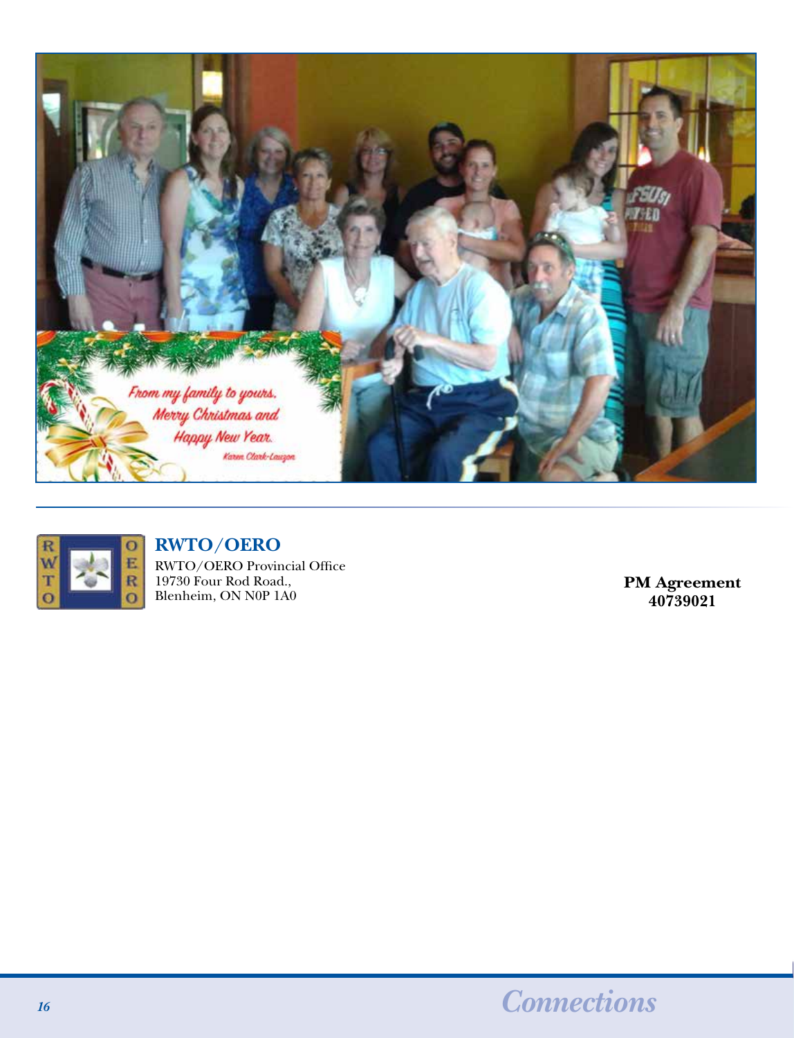From my family to yours.
Merry Christmas and
Happy New Year.
Karen Clark-Lauzon

## RWTO/OERO

RWTO/OERO Provincial Office
19730 Four Rod Road.,
Blenheim, ON N0P 1A0

**PM Agreement**
**40739021**